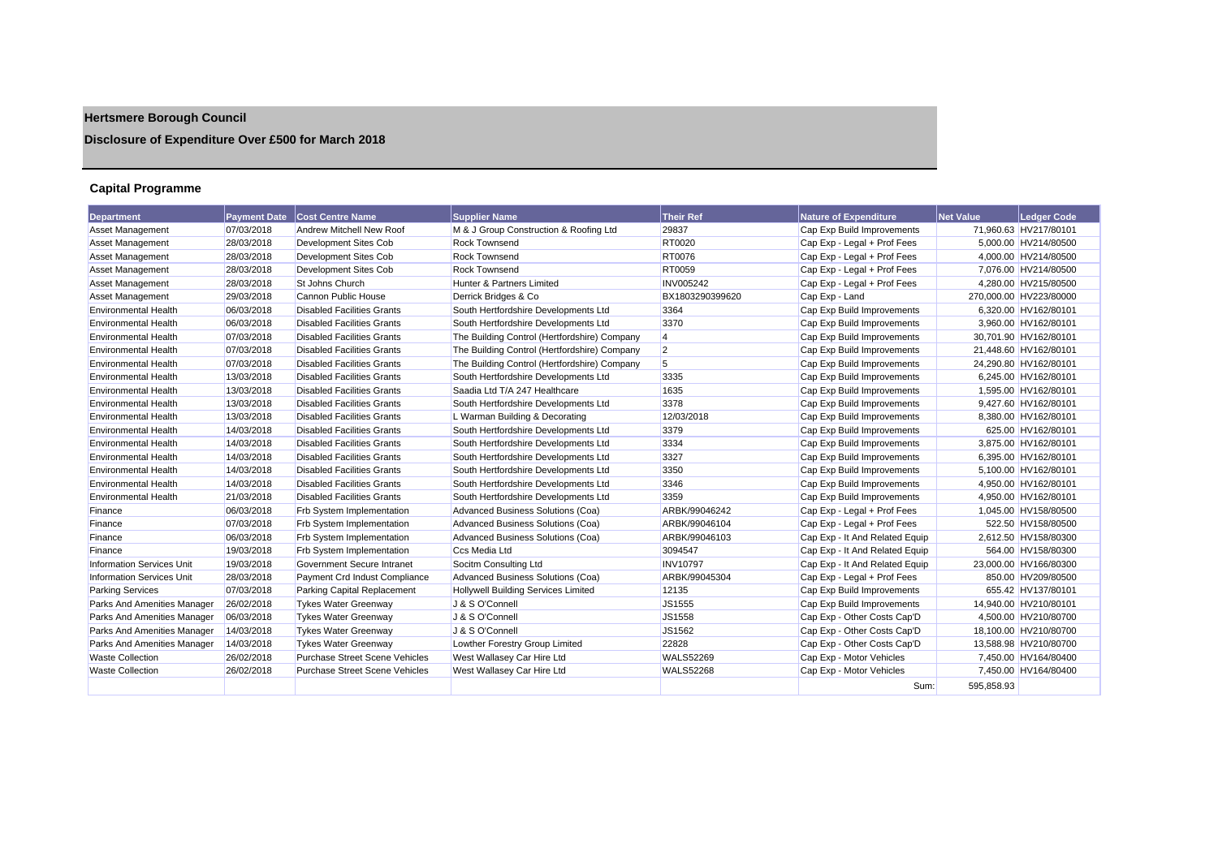# Hertsmere Borough Council

## Disclosure of Expenditure Over £500 for March 2018

### Capital Programme

| Department | Payment Date | Cost Centre Name | Supplier Name | Their Ref | Nature of Expenditure | Net Value | Ledger Code |
|---|---|---|---|---|---|---|---|
| Asset Management | 07/03/2018 | Andrew Mitchell New Roof | M & J Group Construction & Roofing Ltd | 29837 | Cap Exp Build Improvements | 71,960.63 | HV217/80101 |
| Asset Management | 28/03/2018 | Development Sites Cob | Rock Townsend | RT0020 | Cap Exp - Legal + Prof Fees | 5,000.00 | HV214/80500 |
| Asset Management | 28/03/2018 | Development Sites Cob | Rock Townsend | RT0076 | Cap Exp - Legal + Prof Fees | 4,000.00 | HV214/80500 |
| Asset Management | 28/03/2018 | Development Sites Cob | Rock Townsend | RT0059 | Cap Exp - Legal + Prof Fees | 7,076.00 | HV214/80500 |
| Asset Management | 28/03/2018 | St Johns Church | Hunter & Partners Limited | INV005242 | Cap Exp - Legal + Prof Fees | 4,280.00 | HV215/80500 |
| Asset Management | 29/03/2018 | Cannon Public House | Derrick Bridges & Co | BX1803290399620 | Cap Exp - Land | 270,000.00 | HV223/80000 |
| Environmental Health | 06/03/2018 | Disabled Facilities Grants | South Hertfordshire Developments Ltd | 3364 | Cap Exp Build Improvements | 6,320.00 | HV162/80101 |
| Environmental Health | 06/03/2018 | Disabled Facilities Grants | South Hertfordshire Developments Ltd | 3370 | Cap Exp Build Improvements | 3,960.00 | HV162/80101 |
| Environmental Health | 07/03/2018 | Disabled Facilities Grants | The Building Control (Hertfordshire) Company | 4 | Cap Exp Build Improvements | 30,701.90 | HV162/80101 |
| Environmental Health | 07/03/2018 | Disabled Facilities Grants | The Building Control (Hertfordshire) Company | 2 | Cap Exp Build Improvements | 21,448.60 | HV162/80101 |
| Environmental Health | 07/03/2018 | Disabled Facilities Grants | The Building Control (Hertfordshire) Company | 5 | Cap Exp Build Improvements | 24,290.80 | HV162/80101 |
| Environmental Health | 13/03/2018 | Disabled Facilities Grants | South Hertfordshire Developments Ltd | 3335 | Cap Exp Build Improvements | 6,245.00 | HV162/80101 |
| Environmental Health | 13/03/2018 | Disabled Facilities Grants | Saadia Ltd T/A 247 Healthcare | 1635 | Cap Exp Build Improvements | 1,595.00 | HV162/80101 |
| Environmental Health | 13/03/2018 | Disabled Facilities Grants | South Hertfordshire Developments Ltd | 3378 | Cap Exp Build Improvements | 9,427.60 | HV162/80101 |
| Environmental Health | 13/03/2018 | Disabled Facilities Grants | L Warman Building & Decorating | 12/03/2018 | Cap Exp Build Improvements | 8,380.00 | HV162/80101 |
| Environmental Health | 14/03/2018 | Disabled Facilities Grants | South Hertfordshire Developments Ltd | 3379 | Cap Exp Build Improvements | 625.00 | HV162/80101 |
| Environmental Health | 14/03/2018 | Disabled Facilities Grants | South Hertfordshire Developments Ltd | 3334 | Cap Exp Build Improvements | 3,875.00 | HV162/80101 |
| Environmental Health | 14/03/2018 | Disabled Facilities Grants | South Hertfordshire Developments Ltd | 3327 | Cap Exp Build Improvements | 6,395.00 | HV162/80101 |
| Environmental Health | 14/03/2018 | Disabled Facilities Grants | South Hertfordshire Developments Ltd | 3350 | Cap Exp Build Improvements | 5,100.00 | HV162/80101 |
| Environmental Health | 14/03/2018 | Disabled Facilities Grants | South Hertfordshire Developments Ltd | 3346 | Cap Exp Build Improvements | 4,950.00 | HV162/80101 |
| Environmental Health | 21/03/2018 | Disabled Facilities Grants | South Hertfordshire Developments Ltd | 3359 | Cap Exp Build Improvements | 4,950.00 | HV162/80101 |
| Finance | 06/03/2018 | Frb System Implementation | Advanced Business Solutions (Coa) | ARBK/99046242 | Cap Exp - Legal + Prof Fees | 1,045.00 | HV158/80500 |
| Finance | 07/03/2018 | Frb System Implementation | Advanced Business Solutions (Coa) | ARBK/99046104 | Cap Exp - Legal + Prof Fees | 522.50 | HV158/80500 |
| Finance | 06/03/2018 | Frb System Implementation | Advanced Business Solutions (Coa) | ARBK/99046103 | Cap Exp - It And Related Equip | 2,612.50 | HV158/80300 |
| Finance | 19/03/2018 | Frb System Implementation | Ccs Media Ltd | 3094547 | Cap Exp - It And Related Equip | 564.00 | HV158/80300 |
| Information Services Unit | 19/03/2018 | Government Secure Intranet | Socitm Consulting Ltd | INV10797 | Cap Exp - It And Related Equip | 23,000.00 | HV166/80300 |
| Information Services Unit | 28/03/2018 | Payment Crd Indust Compliance | Advanced Business Solutions (Coa) | ARBK/99045304 | Cap Exp - Legal + Prof Fees | 850.00 | HV209/80500 |
| Parking Services | 07/03/2018 | Parking Capital Replacement | Hollywell Building Services Limited | 12135 | Cap Exp Build Improvements | 655.42 | HV137/80101 |
| Parks And Amenities Manager | 26/02/2018 | Tykes Water Greenway | J & S O'Connell | JS1555 | Cap Exp Build Improvements | 14,940.00 | HV210/80101 |
| Parks And Amenities Manager | 06/03/2018 | Tykes Water Greenway | J & S O'Connell | JS1558 | Cap Exp - Other Costs Cap'D | 4,500.00 | HV210/80700 |
| Parks And Amenities Manager | 14/03/2018 | Tykes Water Greenway | J & S O'Connell | JS1562 | Cap Exp - Other Costs Cap'D | 18,100.00 | HV210/80700 |
| Parks And Amenities Manager | 14/03/2018 | Tykes Water Greenway | Lowther Forestry Group Limited | 22828 | Cap Exp - Other Costs Cap'D | 13,588.98 | HV210/80700 |
| Waste Collection | 26/02/2018 | Purchase Street Scene Vehicles | West Wallasey Car Hire Ltd | WALS52269 | Cap Exp - Motor Vehicles | 7,450.00 | HV164/80400 |
| Waste Collection | 26/02/2018 | Purchase Street Scene Vehicles | West Wallasey Car Hire Ltd | WALS52268 | Cap Exp - Motor Vehicles | 7,450.00 | HV164/80400 |
| | | | | | Sum: | 595,858.93 | |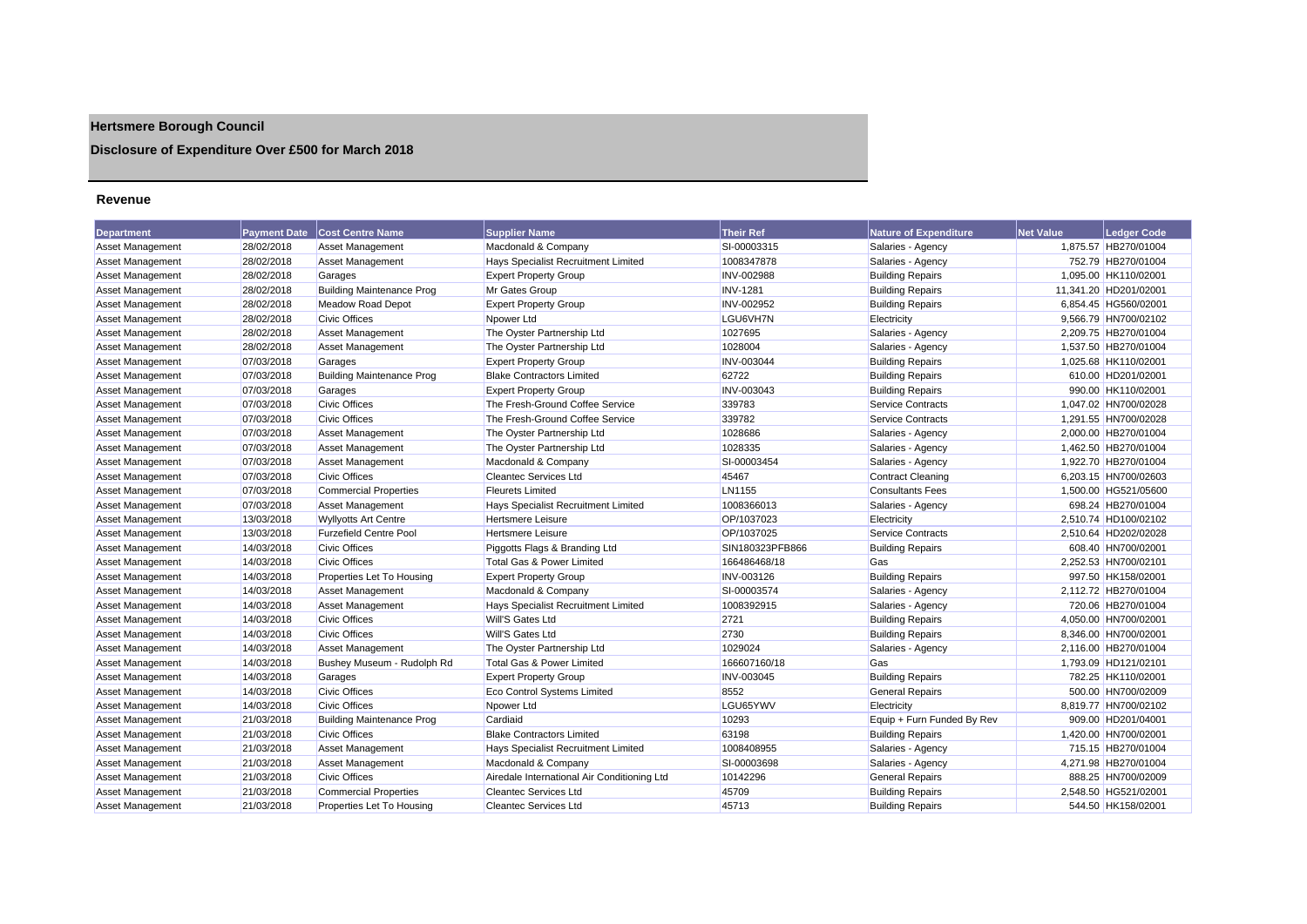# Hertsmere Borough Council

## Disclosure of Expenditure Over £500 for March 2018

### Revenue

| Department | Payment Date | Cost Centre Name | Supplier Name | Their Ref | Nature of Expenditure | Net Value | Ledger Code |
|---|---|---|---|---|---|---|---|
| Asset Management | 28/02/2018 | Asset Management | Macdonald & Company | SI-00003315 | Salaries - Agency | 1,875.57 | HB270/01004 |
| Asset Management | 28/02/2018 | Asset Management | Hays Specialist Recruitment Limited | 1008347878 | Salaries - Agency | 752.79 | HB270/01004 |
| Asset Management | 28/02/2018 | Garages | Expert Property Group | INV-002988 | Building Repairs | 1,095.00 | HK110/02001 |
| Asset Management | 28/02/2018 | Building Maintenance Prog | Mr Gates Group | INV-1281 | Building Repairs | 11,341.20 | HD201/02001 |
| Asset Management | 28/02/2018 | Meadow Road Depot | Expert Property Group | INV-002952 | Building Repairs | 6,854.45 | HG560/02001 |
| Asset Management | 28/02/2018 | Civic Offices | Npower Ltd | LGU6VH7N | Electricity | 9,566.79 | HN700/02102 |
| Asset Management | 28/02/2018 | Asset Management | The Oyster Partnership Ltd | 1027695 | Salaries - Agency | 2,209.75 | HB270/01004 |
| Asset Management | 28/02/2018 | Asset Management | The Oyster Partnership Ltd | 1028004 | Salaries - Agency | 1,537.50 | HB270/01004 |
| Asset Management | 07/03/2018 | Garages | Expert Property Group | INV-003044 | Building Repairs | 1,025.68 | HK110/02001 |
| Asset Management | 07/03/2018 | Building Maintenance Prog | Blake Contractors Limited | 62722 | Building Repairs | 610.00 | HD201/02001 |
| Asset Management | 07/03/2018 | Garages | Expert Property Group | INV-003043 | Building Repairs | 990.00 | HK110/02001 |
| Asset Management | 07/03/2018 | Civic Offices | The Fresh-Ground Coffee Service | 339783 | Service Contracts | 1,047.02 | HN700/02028 |
| Asset Management | 07/03/2018 | Civic Offices | The Fresh-Ground Coffee Service | 339782 | Service Contracts | 1,291.55 | HN700/02028 |
| Asset Management | 07/03/2018 | Asset Management | The Oyster Partnership Ltd | 1028686 | Salaries - Agency | 2,000.00 | HB270/01004 |
| Asset Management | 07/03/2018 | Asset Management | The Oyster Partnership Ltd | 1028335 | Salaries - Agency | 1,462.50 | HB270/01004 |
| Asset Management | 07/03/2018 | Asset Management | Macdonald & Company | SI-00003454 | Salaries - Agency | 1,922.70 | HB270/01004 |
| Asset Management | 07/03/2018 | Civic Offices | Cleantec Services Ltd | 45467 | Contract Cleaning | 6,203.15 | HN700/02603 |
| Asset Management | 07/03/2018 | Commercial Properties | Fleurets Limited | LN1155 | Consultants Fees | 1,500.00 | HG521/05600 |
| Asset Management | 07/03/2018 | Asset Management | Hays Specialist Recruitment Limited | 1008366013 | Salaries - Agency | 698.24 | HB270/01004 |
| Asset Management | 13/03/2018 | Wyllyotts Art Centre | Hertsmere Leisure | OP/1037023 | Electricity | 2,510.74 | HD100/02102 |
| Asset Management | 13/03/2018 | Furzefield Centre Pool | Hertsmere Leisure | OP/1037025 | Service Contracts | 2,510.64 | HD202/02028 |
| Asset Management | 14/03/2018 | Civic Offices | Piggotts Flags & Branding Ltd | SIN180323PFB866 | Building Repairs | 608.40 | HN700/02001 |
| Asset Management | 14/03/2018 | Civic Offices | Total Gas & Power Limited | 166486468/18 | Gas | 2,252.53 | HN700/02101 |
| Asset Management | 14/03/2018 | Properties Let To Housing | Expert Property Group | INV-003126 | Building Repairs | 997.50 | HK158/02001 |
| Asset Management | 14/03/2018 | Asset Management | Macdonald & Company | SI-00003574 | Salaries - Agency | 2,112.72 | HB270/01004 |
| Asset Management | 14/03/2018 | Asset Management | Hays Specialist Recruitment Limited | 1008392915 | Salaries - Agency | 720.06 | HB270/01004 |
| Asset Management | 14/03/2018 | Civic Offices | Will'S Gates Ltd | 2721 | Building Repairs | 4,050.00 | HN700/02001 |
| Asset Management | 14/03/2018 | Civic Offices | Will'S Gates Ltd | 2730 | Building Repairs | 8,346.00 | HN700/02001 |
| Asset Management | 14/03/2018 | Asset Management | The Oyster Partnership Ltd | 1029024 | Salaries - Agency | 2,116.00 | HB270/01004 |
| Asset Management | 14/03/2018 | Bushey Museum - Rudolph Rd | Total Gas & Power Limited | 166607160/18 | Gas | 1,793.09 | HD121/02101 |
| Asset Management | 14/03/2018 | Garages | Expert Property Group | INV-003045 | Building Repairs | 782.25 | HK110/02001 |
| Asset Management | 14/03/2018 | Civic Offices | Eco Control Systems Limited | 8552 | General Repairs | 500.00 | HN700/02009 |
| Asset Management | 14/03/2018 | Civic Offices | Npower Ltd | LGU65YWV | Electricity | 8,819.77 | HN700/02102 |
| Asset Management | 21/03/2018 | Building Maintenance Prog | Cardiaid | 10293 | Equip + Furn Funded By Rev | 909.00 | HD201/04001 |
| Asset Management | 21/03/2018 | Civic Offices | Blake Contractors Limited | 63198 | Building Repairs | 1,420.00 | HN700/02001 |
| Asset Management | 21/03/2018 | Asset Management | Hays Specialist Recruitment Limited | 1008408955 | Salaries - Agency | 715.15 | HB270/01004 |
| Asset Management | 21/03/2018 | Asset Management | Macdonald & Company | SI-00003698 | Salaries - Agency | 4,271.98 | HB270/01004 |
| Asset Management | 21/03/2018 | Civic Offices | Airedale International Air Conditioning Ltd | 10142296 | General Repairs | 888.25 | HN700/02009 |
| Asset Management | 21/03/2018 | Commercial Properties | Cleantec Services Ltd | 45709 | Building Repairs | 2,548.50 | HG521/02001 |
| Asset Management | 21/03/2018 | Properties Let To Housing | Cleantec Services Ltd | 45713 | Building Repairs | 544.50 | HK158/02001 |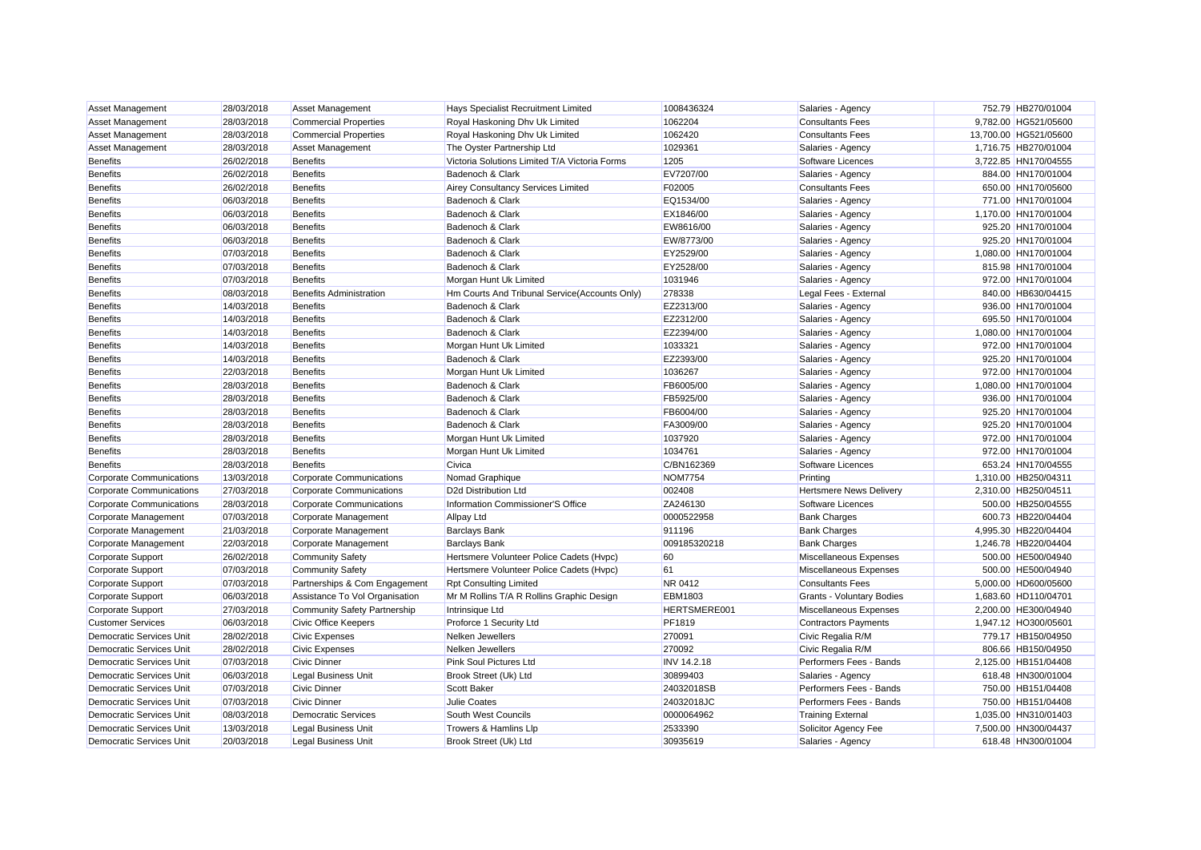| Asset Management | 28/03/2018 | Asset Management | Hays Specialist Recruitment Limited | 1008436324 | Salaries - Agency | 752.79 | HB270/01004 |
|---|---|---|---|---|---|---|---|
| Asset Management | 28/03/2018 | Commercial Properties | Royal Haskoning Dhv Uk Limited | 1062204 | Consultants Fees | 9,782.00 | HG521/05600 |
| Asset Management | 28/03/2018 | Commercial Properties | Royal Haskoning Dhv Uk Limited | 1062420 | Consultants Fees | 13,700.00 | HG521/05600 |
| Asset Management | 28/03/2018 | Asset Management | The Oyster Partnership Ltd | 1029361 | Salaries - Agency | 1,716.75 | HB270/01004 |
| Benefits | 26/02/2018 | Benefits | Victoria Solutions Limited T/A Victoria Forms | 1205 | Software Licences | 3,722.85 | HN170/04555 |
| Benefits | 26/02/2018 | Benefits | Badenoch & Clark | EV7207/00 | Salaries - Agency | 884.00 | HN170/01004 |
| Benefits | 26/02/2018 | Benefits | Airey Consultancy Services Limited | F02005 | Consultants Fees | 650.00 | HN170/05600 |
| Benefits | 06/03/2018 | Benefits | Badenoch & Clark | EQ1534/00 | Salaries - Agency | 771.00 | HN170/01004 |
| Benefits | 06/03/2018 | Benefits | Badenoch & Clark | EX1846/00 | Salaries - Agency | 1,170.00 | HN170/01004 |
| Benefits | 06/03/2018 | Benefits | Badenoch & Clark | EW8616/00 | Salaries - Agency | 925.20 | HN170/01004 |
| Benefits | 06/03/2018 | Benefits | Badenoch & Clark | EW/8773/00 | Salaries - Agency | 925.20 | HN170/01004 |
| Benefits | 07/03/2018 | Benefits | Badenoch & Clark | EY2529/00 | Salaries - Agency | 1,080.00 | HN170/01004 |
| Benefits | 07/03/2018 | Benefits | Badenoch & Clark | EY2528/00 | Salaries - Agency | 815.98 | HN170/01004 |
| Benefits | 07/03/2018 | Benefits | Morgan Hunt Uk Limited | 1031946 | Salaries - Agency | 972.00 | HN170/01004 |
| Benefits | 08/03/2018 | Benefits Administration | Hm Courts And Tribunal Service(Accounts Only) | 278338 | Legal Fees - External | 840.00 | HB630/04415 |
| Benefits | 14/03/2018 | Benefits | Badenoch & Clark | EZ2313/00 | Salaries - Agency | 936.00 | HN170/01004 |
| Benefits | 14/03/2018 | Benefits | Badenoch & Clark | EZ2312/00 | Salaries - Agency | 695.50 | HN170/01004 |
| Benefits | 14/03/2018 | Benefits | Badenoch & Clark | EZ2394/00 | Salaries - Agency | 1,080.00 | HN170/01004 |
| Benefits | 14/03/2018 | Benefits | Morgan Hunt Uk Limited | 1033321 | Salaries - Agency | 972.00 | HN170/01004 |
| Benefits | 14/03/2018 | Benefits | Badenoch & Clark | EZ2393/00 | Salaries - Agency | 925.20 | HN170/01004 |
| Benefits | 22/03/2018 | Benefits | Morgan Hunt Uk Limited | 1036267 | Salaries - Agency | 972.00 | HN170/01004 |
| Benefits | 28/03/2018 | Benefits | Badenoch & Clark | FB6005/00 | Salaries - Agency | 1,080.00 | HN170/01004 |
| Benefits | 28/03/2018 | Benefits | Badenoch & Clark | FB5925/00 | Salaries - Agency | 936.00 | HN170/01004 |
| Benefits | 28/03/2018 | Benefits | Badenoch & Clark | FB6004/00 | Salaries - Agency | 925.20 | HN170/01004 |
| Benefits | 28/03/2018 | Benefits | Badenoch & Clark | FA3009/00 | Salaries - Agency | 925.20 | HN170/01004 |
| Benefits | 28/03/2018 | Benefits | Morgan Hunt Uk Limited | 1037920 | Salaries - Agency | 972.00 | HN170/01004 |
| Benefits | 28/03/2018 | Benefits | Morgan Hunt Uk Limited | 1034761 | Salaries - Agency | 972.00 | HN170/01004 |
| Benefits | 28/03/2018 | Benefits | Civica | C/BN162369 | Software Licences | 653.24 | HN170/04555 |
| Corporate Communications | 13/03/2018 | Corporate Communications | Nomad Graphique | NOM7754 | Printing | 1,310.00 | HB250/04311 |
| Corporate Communications | 27/03/2018 | Corporate Communications | D2d Distribution Ltd | 002408 | Hertsmere News Delivery | 2,310.00 | HB250/04511 |
| Corporate Communications | 28/03/2018 | Corporate Communications | Information Commissioner'S Office | ZA246130 | Software Licences | 500.00 | HB250/04555 |
| Corporate Management | 07/03/2018 | Corporate Management | Allpay Ltd | 0000522958 | Bank Charges | 600.73 | HB220/04404 |
| Corporate Management | 21/03/2018 | Corporate Management | Barclays Bank | 911196 | Bank Charges | 4,995.30 | HB220/04404 |
| Corporate Management | 22/03/2018 | Corporate Management | Barclays Bank | 009185320218 | Bank Charges | 1,246.78 | HB220/04404 |
| Corporate Support | 26/02/2018 | Community Safety | Hertsmere Volunteer Police Cadets (Hvpc) | 60 | Miscellaneous Expenses | 500.00 | HE500/04940 |
| Corporate Support | 07/03/2018 | Community Safety | Hertsmere Volunteer Police Cadets (Hvpc) | 61 | Miscellaneous Expenses | 500.00 | HE500/04940 |
| Corporate Support | 07/03/2018 | Partnerships & Com Engagement | Rpt Consulting Limited | NR 0412 | Consultants Fees | 5,000.00 | HD600/05600 |
| Corporate Support | 06/03/2018 | Assistance To Vol Organisation | Mr M Rollins T/A R Rollins Graphic Design | EBM1803 | Grants - Voluntary Bodies | 1,683.60 | HD110/04701 |
| Corporate Support | 27/03/2018 | Community Safety Partnership | Intrinsique Ltd | HERTSMERE001 | Miscellaneous Expenses | 2,200.00 | HE300/04940 |
| Customer Services | 06/03/2018 | Civic Office Keepers | Proforce 1 Security Ltd | PF1819 | Contractors Payments | 1,947.12 | HO300/05601 |
| Democratic Services Unit | 28/02/2018 | Civic Expenses | Nelken Jewellers | 270091 | Civic Regalia R/M | 779.17 | HB150/04950 |
| Democratic Services Unit | 28/02/2018 | Civic Expenses | Nelken Jewellers | 270092 | Civic Regalia R/M | 806.66 | HB150/04950 |
| Democratic Services Unit | 07/03/2018 | Civic Dinner | Pink Soul Pictures Ltd | INV 14.2.18 | Performers Fees - Bands | 2,125.00 | HB151/04408 |
| Democratic Services Unit | 06/03/2018 | Legal Business Unit | Brook Street (Uk) Ltd | 30899403 | Salaries - Agency | 618.48 | HN300/01004 |
| Democratic Services Unit | 07/03/2018 | Civic Dinner | Scott Baker | 24032018SB | Performers Fees - Bands | 750.00 | HB151/04408 |
| Democratic Services Unit | 07/03/2018 | Civic Dinner | Julie Coates | 24032018JC | Performers Fees - Bands | 750.00 | HB151/04408 |
| Democratic Services Unit | 08/03/2018 | Democratic Services | South West Councils | 0000064962 | Training External | 1,035.00 | HN310/01403 |
| Democratic Services Unit | 13/03/2018 | Legal Business Unit | Trowers & Hamlins Llp | 2533390 | Solicitor Agency Fee | 7,500.00 | HN300/04437 |
| Democratic Services Unit | 20/03/2018 | Legal Business Unit | Brook Street (Uk) Ltd | 30935619 | Salaries - Agency | 618.48 | HN300/01004 |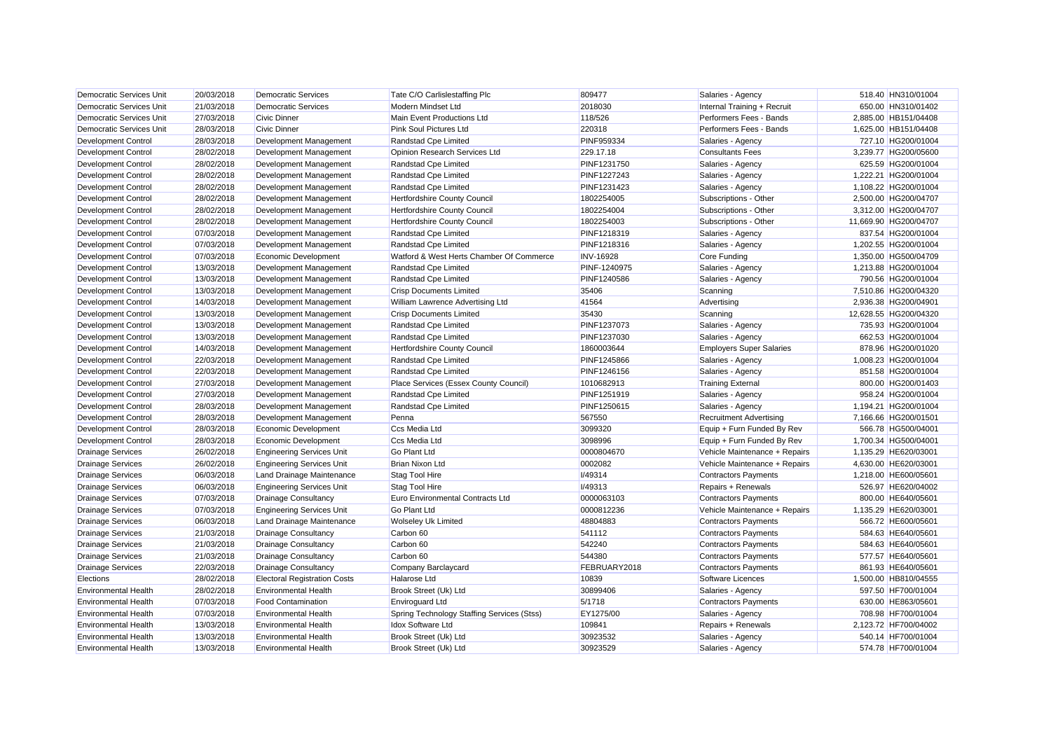| | | | | | | | |
|---|---|---|---|---|---|---|---|
| Democratic Services Unit | 20/03/2018 | Democratic Services | Tate C/O Carlislestaffing Plc | 809477 | Salaries - Agency | 518.40 | HN310/01004 |
| Democratic Services Unit | 21/03/2018 | Democratic Services | Modern Mindset Ltd | 2018030 | Internal Training + Recruit | 650.00 | HN310/01402 |
| Democratic Services Unit | 27/03/2018 | Civic Dinner | Main Event Productions Ltd | 118/526 | Performers Fees - Bands | 2,885.00 | HB151/04408 |
| Democratic Services Unit | 28/03/2018 | Civic Dinner | Pink Soul Pictures Ltd | 220318 | Performers Fees - Bands | 1,625.00 | HB151/04408 |
| Development Control | 28/03/2018 | Development Management | Randstad Cpe Limited | PINF959334 | Salaries - Agency | 727.10 | HG200/01004 |
| Development Control | 28/02/2018 | Development Management | Opinion Research Services Ltd | 229.17.18 | Consultants Fees | 3,239.77 | HG200/05600 |
| Development Control | 28/02/2018 | Development Management | Randstad Cpe Limited | PINF1231750 | Salaries - Agency | 625.59 | HG200/01004 |
| Development Control | 28/02/2018 | Development Management | Randstad Cpe Limited | PINF1227243 | Salaries - Agency | 1,222.21 | HG200/01004 |
| Development Control | 28/02/2018 | Development Management | Randstad Cpe Limited | PINF1231423 | Salaries - Agency | 1,108.22 | HG200/01004 |
| Development Control | 28/02/2018 | Development Management | Hertfordshire County Council | 1802254005 | Subscriptions - Other | 2,500.00 | HG200/04707 |
| Development Control | 28/02/2018 | Development Management | Hertfordshire County Council | 1802254004 | Subscriptions - Other | 3,312.00 | HG200/04707 |
| Development Control | 28/02/2018 | Development Management | Hertfordshire County Council | 1802254003 | Subscriptions - Other | 11,669.90 | HG200/04707 |
| Development Control | 07/03/2018 | Development Management | Randstad Cpe Limited | PINF1218319 | Salaries - Agency | 837.54 | HG200/01004 |
| Development Control | 07/03/2018 | Development Management | Randstad Cpe Limited | PINF1218316 | Salaries - Agency | 1,202.55 | HG200/01004 |
| Development Control | 07/03/2018 | Economic Development | Watford & West Herts Chamber Of Commerce | INV-16928 | Core Funding | 1,350.00 | HG500/04709 |
| Development Control | 13/03/2018 | Development Management | Randstad Cpe Limited | PINF-1240975 | Salaries - Agency | 1,213.88 | HG200/01004 |
| Development Control | 13/03/2018 | Development Management | Randstad Cpe Limited | PINF1240586 | Salaries - Agency | 790.56 | HG200/01004 |
| Development Control | 13/03/2018 | Development Management | Crisp Documents Limited | 35406 | Scanning | 7,510.86 | HG200/04320 |
| Development Control | 14/03/2018 | Development Management | William Lawrence Advertising Ltd | 41564 | Advertising | 2,936.38 | HG200/04901 |
| Development Control | 13/03/2018 | Development Management | Crisp Documents Limited | 35430 | Scanning | 12,628.55 | HG200/04320 |
| Development Control | 13/03/2018 | Development Management | Randstad Cpe Limited | PINF1237073 | Salaries - Agency | 735.93 | HG200/01004 |
| Development Control | 13/03/2018 | Development Management | Randstad Cpe Limited | PINF1237030 | Salaries - Agency | 662.53 | HG200/01004 |
| Development Control | 14/03/2018 | Development Management | Hertfordshire County Council | 1860003644 | Employers Super Salaries | 878.96 | HG200/01020 |
| Development Control | 22/03/2018 | Development Management | Randstad Cpe Limited | PINF1245866 | Salaries - Agency | 1,008.23 | HG200/01004 |
| Development Control | 22/03/2018 | Development Management | Randstad Cpe Limited | PINF1246156 | Salaries - Agency | 851.58 | HG200/01004 |
| Development Control | 27/03/2018 | Development Management | Place Services (Essex County Council) | 1010682913 | Training External | 800.00 | HG200/01403 |
| Development Control | 27/03/2018 | Development Management | Randstad Cpe Limited | PINF1251919 | Salaries - Agency | 958.24 | HG200/01004 |
| Development Control | 28/03/2018 | Development Management | Randstad Cpe Limited | PINF1250615 | Salaries - Agency | 1,194.21 | HG200/01004 |
| Development Control | 28/03/2018 | Development Management | Penna | 567550 | Recruitment Advertising | 7,166.66 | HG200/01501 |
| Development Control | 28/03/2018 | Economic Development | Ccs Media Ltd | 3099320 | Equip + Furn Funded By Rev | 566.78 | HG500/04001 |
| Development Control | 28/03/2018 | Economic Development | Ccs Media Ltd | 3098996 | Equip + Furn Funded By Rev | 1,700.34 | HG500/04001 |
| Drainage Services | 26/02/2018 | Engineering Services Unit | Go Plant Ltd | 0000804670 | Vehicle Maintenance + Repairs | 1,135.29 | HE620/03001 |
| Drainage Services | 26/02/2018 | Engineering Services Unit | Brian Nixon Ltd | 0002082 | Vehicle Maintenance + Repairs | 4,630.00 | HE620/03001 |
| Drainage Services | 06/03/2018 | Land Drainage Maintenance | Stag Tool Hire | I/49314 | Contractors Payments | 1,218.00 | HE600/05601 |
| Drainage Services | 06/03/2018 | Engineering Services Unit | Stag Tool Hire | I/49313 | Repairs + Renewals | 526.97 | HE620/04002 |
| Drainage Services | 07/03/2018 | Drainage Consultancy | Euro Environmental Contracts Ltd | 0000063103 | Contractors Payments | 800.00 | HE640/05601 |
| Drainage Services | 07/03/2018 | Engineering Services Unit | Go Plant Ltd | 0000812236 | Vehicle Maintenance + Repairs | 1,135.29 | HE620/03001 |
| Drainage Services | 06/03/2018 | Land Drainage Maintenance | Wolseley Uk Limited | 48804883 | Contractors Payments | 566.72 | HE600/05601 |
| Drainage Services | 21/03/2018 | Drainage Consultancy | Carbon 60 | 541112 | Contractors Payments | 584.63 | HE640/05601 |
| Drainage Services | 21/03/2018 | Drainage Consultancy | Carbon 60 | 542240 | Contractors Payments | 584.63 | HE640/05601 |
| Drainage Services | 21/03/2018 | Drainage Consultancy | Carbon 60 | 544380 | Contractors Payments | 577.57 | HE640/05601 |
| Drainage Services | 22/03/2018 | Drainage Consultancy | Company Barclaycard | FEBRUARY2018 | Contractors Payments | 861.93 | HE640/05601 |
| Elections | 28/02/2018 | Electoral Registration Costs | Halarose Ltd | 10839 | Software Licences | 1,500.00 | HB810/04555 |
| Environmental Health | 28/02/2018 | Environmental Health | Brook Street (Uk) Ltd | 30899406 | Salaries - Agency | 597.50 | HF700/01004 |
| Environmental Health | 07/03/2018 | Food Contamination | Enviroguard Ltd | 5/1718 | Contractors Payments | 630.00 | HE863/05601 |
| Environmental Health | 07/03/2018 | Environmental Health | Spring Technology Staffing Services (Stss) | EY1275/00 | Salaries - Agency | 708.98 | HF700/01004 |
| Environmental Health | 13/03/2018 | Environmental Health | Idox Software Ltd | 109841 | Repairs + Renewals | 2,123.72 | HF700/04002 |
| Environmental Health | 13/03/2018 | Environmental Health | Brook Street (Uk) Ltd | 30923532 | Salaries - Agency | 540.14 | HF700/01004 |
| Environmental Health | 13/03/2018 | Environmental Health | Brook Street (Uk) Ltd | 30923529 | Salaries - Agency | 574.78 | HF700/01004 |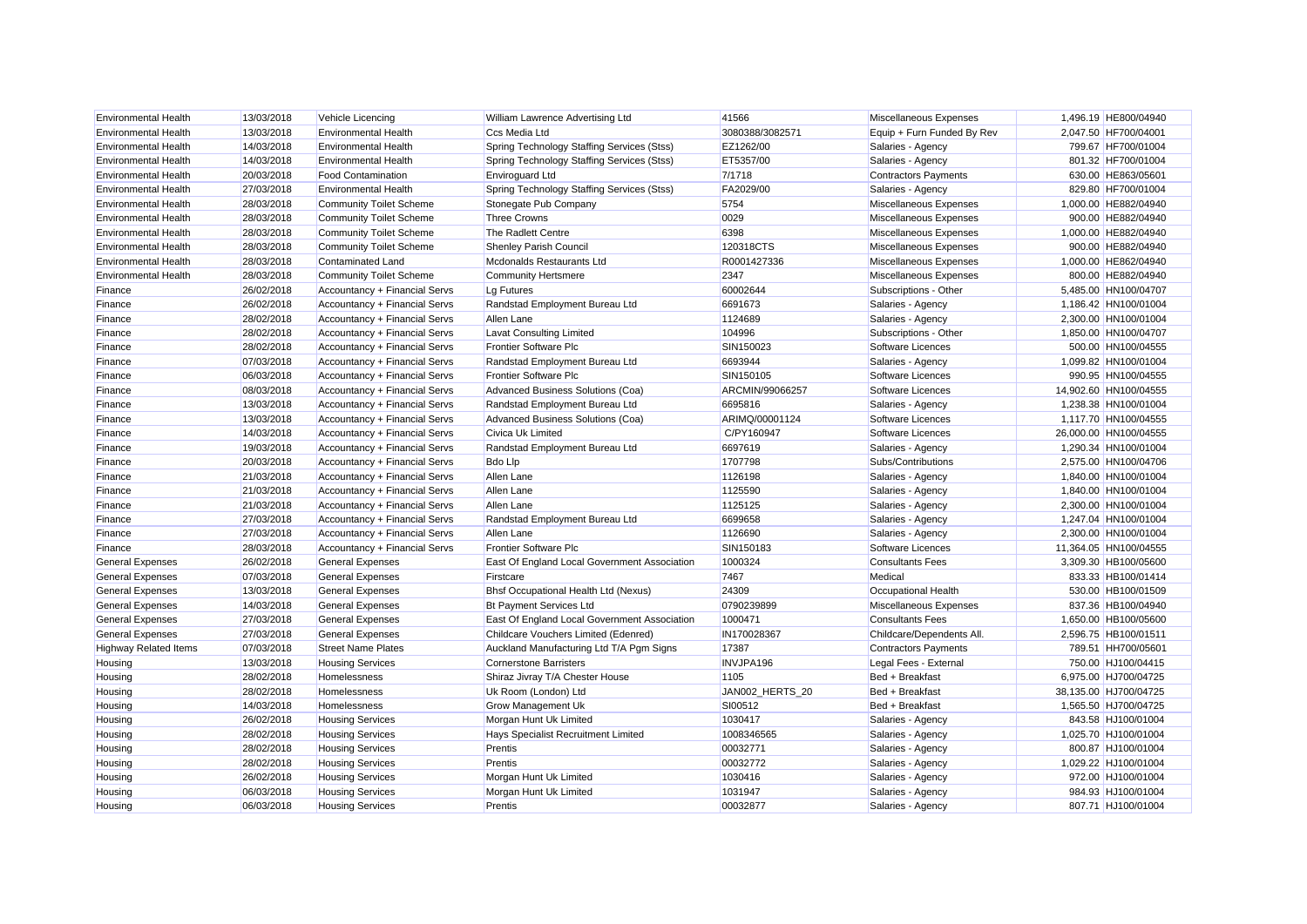| | | | | | | | |
|---|---|---|---|---|---|---|---|
| Environmental Health | 13/03/2018 | Vehicle Licencing | William Lawrence Advertising Ltd | 41566 | Miscellaneous Expenses | 1,496.19 | HE800/04940 |
| Environmental Health | 13/03/2018 | Environmental Health | Ccs Media Ltd | 3080388/3082571 | Equip + Furn Funded By Rev | 2,047.50 | HF700/04001 |
| Environmental Health | 14/03/2018 | Environmental Health | Spring Technology Staffing Services (Stss) | EZ1262/00 | Salaries - Agency | 799.67 | HF700/01004 |
| Environmental Health | 14/03/2018 | Environmental Health | Spring Technology Staffing Services (Stss) | ET5357/00 | Salaries - Agency | 801.32 | HF700/01004 |
| Environmental Health | 20/03/2018 | Food Contamination | Enviroguard Ltd | 7/1718 | Contractors Payments | 630.00 | HE863/05601 |
| Environmental Health | 27/03/2018 | Environmental Health | Spring Technology Staffing Services (Stss) | FA2029/00 | Salaries - Agency | 829.80 | HF700/01004 |
| Environmental Health | 28/03/2018 | Community Toilet Scheme | Stonegate Pub Company | 5754 | Miscellaneous Expenses | 1,000.00 | HE882/04940 |
| Environmental Health | 28/03/2018 | Community Toilet Scheme | Three Crowns | 0029 | Miscellaneous Expenses | 900.00 | HE882/04940 |
| Environmental Health | 28/03/2018 | Community Toilet Scheme | The Radlett Centre | 6398 | Miscellaneous Expenses | 1,000.00 | HE882/04940 |
| Environmental Health | 28/03/2018 | Community Toilet Scheme | Shenley Parish Council | 120318CTS | Miscellaneous Expenses | 900.00 | HE882/04940 |
| Environmental Health | 28/03/2018 | Contaminated Land | Mcdonalds Restaurants Ltd | R0001427336 | Miscellaneous Expenses | 1,000.00 | HE862/04940 |
| Environmental Health | 28/03/2018 | Community Toilet Scheme | Community Hertsmere | 2347 | Miscellaneous Expenses | 800.00 | HE882/04940 |
| Finance | 26/02/2018 | Accountancy + Financial Servs | Lg Futures | 60002644 | Subscriptions - Other | 5,485.00 | HN100/04707 |
| Finance | 26/02/2018 | Accountancy + Financial Servs | Randstad Employment Bureau Ltd | 6691673 | Salaries - Agency | 1,186.42 | HN100/01004 |
| Finance | 28/02/2018 | Accountancy + Financial Servs | Allen Lane | 1124689 | Salaries - Agency | 2,300.00 | HN100/01004 |
| Finance | 28/02/2018 | Accountancy + Financial Servs | Lavat Consulting Limited | 104996 | Subscriptions - Other | 1,850.00 | HN100/04707 |
| Finance | 28/02/2018 | Accountancy + Financial Servs | Frontier Software Plc | SIN150023 | Software Licences | 500.00 | HN100/04555 |
| Finance | 07/03/2018 | Accountancy + Financial Servs | Randstad Employment Bureau Ltd | 6693944 | Salaries - Agency | 1,099.82 | HN100/01004 |
| Finance | 06/03/2018 | Accountancy + Financial Servs | Frontier Software Plc | SIN150105 | Software Licences | 990.95 | HN100/04555 |
| Finance | 08/03/2018 | Accountancy + Financial Servs | Advanced Business Solutions (Coa) | ARCMIN/99066257 | Software Licences | 14,902.60 | HN100/04555 |
| Finance | 13/03/2018 | Accountancy + Financial Servs | Randstad Employment Bureau Ltd | 6695816 | Salaries - Agency | 1,238.38 | HN100/01004 |
| Finance | 13/03/2018 | Accountancy + Financial Servs | Advanced Business Solutions (Coa) | ARIMQ/00001124 | Software Licences | 1,117.70 | HN100/04555 |
| Finance | 14/03/2018 | Accountancy + Financial Servs | Civica Uk Limited | C/PY160947 | Software Licences | 26,000.00 | HN100/04555 |
| Finance | 19/03/2018 | Accountancy + Financial Servs | Randstad Employment Bureau Ltd | 6697619 | Salaries - Agency | 1,290.34 | HN100/01004 |
| Finance | 20/03/2018 | Accountancy + Financial Servs | Bdo Llp | 1707798 | Subs/Contributions | 2,575.00 | HN100/04706 |
| Finance | 21/03/2018 | Accountancy + Financial Servs | Allen Lane | 1126198 | Salaries - Agency | 1,840.00 | HN100/01004 |
| Finance | 21/03/2018 | Accountancy + Financial Servs | Allen Lane | 1125590 | Salaries - Agency | 1,840.00 | HN100/01004 |
| Finance | 21/03/2018 | Accountancy + Financial Servs | Allen Lane | 1125125 | Salaries - Agency | 2,300.00 | HN100/01004 |
| Finance | 27/03/2018 | Accountancy + Financial Servs | Randstad Employment Bureau Ltd | 6699658 | Salaries - Agency | 1,247.04 | HN100/01004 |
| Finance | 27/03/2018 | Accountancy + Financial Servs | Allen Lane | 1126690 | Salaries - Agency | 2,300.00 | HN100/01004 |
| Finance | 28/03/2018 | Accountancy + Financial Servs | Frontier Software Plc | SIN150183 | Software Licences | 11,364.05 | HN100/04555 |
| General Expenses | 26/02/2018 | General Expenses | East Of England Local Government Association | 1000324 | Consultants Fees | 3,309.30 | HB100/05600 |
| General Expenses | 07/03/2018 | General Expenses | Firstcare | 7467 | Medical | 833.33 | HB100/01414 |
| General Expenses | 13/03/2018 | General Expenses | Bhsf Occupational Health Ltd (Nexus) | 24309 | Occupational Health | 530.00 | HB100/01509 |
| General Expenses | 14/03/2018 | General Expenses | Bt Payment Services Ltd | 0790239899 | Miscellaneous Expenses | 837.36 | HB100/04940 |
| General Expenses | 27/03/2018 | General Expenses | East Of England Local Government Association | 1000471 | Consultants Fees | 1,650.00 | HB100/05600 |
| General Expenses | 27/03/2018 | General Expenses | Childcare Vouchers Limited (Edenred) | IN170028367 | Childcare/Dependents All. | 2,596.75 | HB100/01511 |
| Highway Related Items | 07/03/2018 | Street Name Plates | Auckland Manufacturing Ltd T/A Pgm Signs | 17387 | Contractors Payments | 789.51 | HH700/05601 |
| Housing | 13/03/2018 | Housing Services | Cornerstone Barristers | INVJPA196 | Legal Fees - External | 750.00 | HJ100/04415 |
| Housing | 28/02/2018 | Homelessness | Shiraz Jivray T/A Chester House | 1105 | Bed + Breakfast | 6,975.00 | HJ700/04725 |
| Housing | 28/02/2018 | Homelessness | Uk Room (London) Ltd | JAN002_HERTS_20 | Bed + Breakfast | 38,135.00 | HJ700/04725 |
| Housing | 14/03/2018 | Homelessness | Grow Management Uk | SI00512 | Bed + Breakfast | 1,565.50 | HJ700/04725 |
| Housing | 26/02/2018 | Housing Services | Morgan Hunt Uk Limited | 1030417 | Salaries - Agency | 843.58 | HJ100/01004 |
| Housing | 28/02/2018 | Housing Services | Hays Specialist Recruitment Limited | 1008346565 | Salaries - Agency | 1,025.70 | HJ100/01004 |
| Housing | 28/02/2018 | Housing Services | Prentis | 00032771 | Salaries - Agency | 800.87 | HJ100/01004 |
| Housing | 28/02/2018 | Housing Services | Prentis | 00032772 | Salaries - Agency | 1,029.22 | HJ100/01004 |
| Housing | 26/02/2018 | Housing Services | Morgan Hunt Uk Limited | 1030416 | Salaries - Agency | 972.00 | HJ100/01004 |
| Housing | 06/03/2018 | Housing Services | Morgan Hunt Uk Limited | 1031947 | Salaries - Agency | 984.93 | HJ100/01004 |
| Housing | 06/03/2018 | Housing Services | Prentis | 00032877 | Salaries - Agency | 807.71 | HJ100/01004 |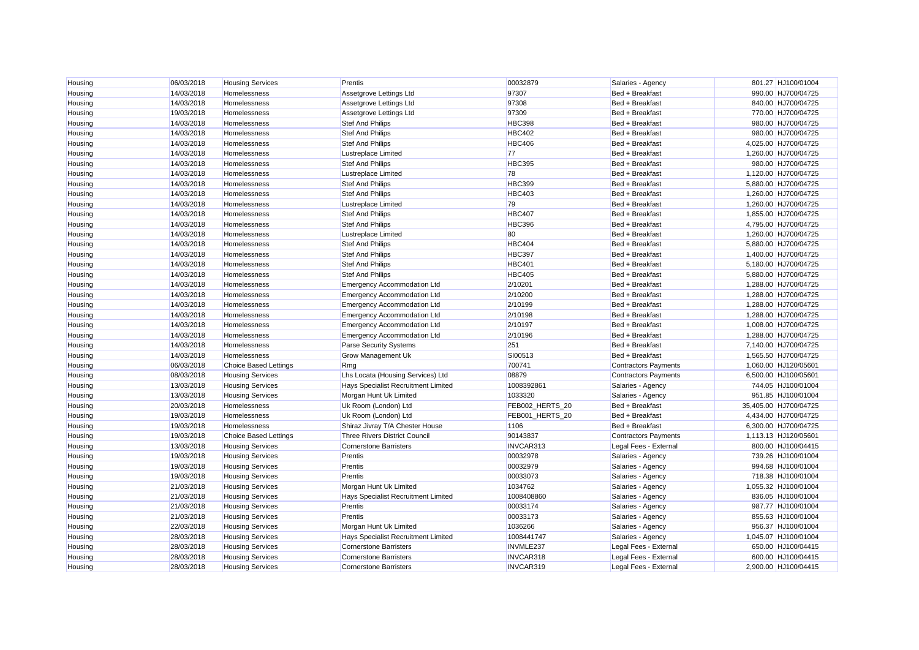| Housing | 06/03/2018 | Housing Services | Prentis | 00032879 | Salaries - Agency | 801.27 | HJ100/01004 |
|---|---|---|---|---|---|---|---|
| Housing | 14/03/2018 | Homelessness | Assetgrove Lettings Ltd | 97307 | Bed + Breakfast | 990.00 | HJ700/04725 |
| Housing | 14/03/2018 | Homelessness | Assetgrove Lettings Ltd | 97308 | Bed + Breakfast | 840.00 | HJ700/04725 |
| Housing | 19/03/2018 | Homelessness | Assetgrove Lettings Ltd | 97309 | Bed + Breakfast | 770.00 | HJ700/04725 |
| Housing | 14/03/2018 | Homelessness | Stef And Philips | HBC398 | Bed + Breakfast | 980.00 | HJ700/04725 |
| Housing | 14/03/2018 | Homelessness | Stef And Philips | HBC402 | Bed + Breakfast | 980.00 | HJ700/04725 |
| Housing | 14/03/2018 | Homelessness | Stef And Philips | HBC406 | Bed + Breakfast | 4,025.00 | HJ700/04725 |
| Housing | 14/03/2018 | Homelessness | Lustreplace Limited | 77 | Bed + Breakfast | 1,260.00 | HJ700/04725 |
| Housing | 14/03/2018 | Homelessness | Stef And Philips | HBC395 | Bed + Breakfast | 980.00 | HJ700/04725 |
| Housing | 14/03/2018 | Homelessness | Lustreplace Limited | 78 | Bed + Breakfast | 1,120.00 | HJ700/04725 |
| Housing | 14/03/2018 | Homelessness | Stef And Philips | HBC399 | Bed + Breakfast | 5,880.00 | HJ700/04725 |
| Housing | 14/03/2018 | Homelessness | Stef And Philips | HBC403 | Bed + Breakfast | 1,260.00 | HJ700/04725 |
| Housing | 14/03/2018 | Homelessness | Lustreplace Limited | 79 | Bed + Breakfast | 1,260.00 | HJ700/04725 |
| Housing | 14/03/2018 | Homelessness | Stef And Philips | HBC407 | Bed + Breakfast | 1,855.00 | HJ700/04725 |
| Housing | 14/03/2018 | Homelessness | Stef And Philips | HBC396 | Bed + Breakfast | 4,795.00 | HJ700/04725 |
| Housing | 14/03/2018 | Homelessness | Lustreplace Limited | 80 | Bed + Breakfast | 1,260.00 | HJ700/04725 |
| Housing | 14/03/2018 | Homelessness | Stef And Philips | HBC404 | Bed + Breakfast | 5,880.00 | HJ700/04725 |
| Housing | 14/03/2018 | Homelessness | Stef And Philips | HBC397 | Bed + Breakfast | 1,400.00 | HJ700/04725 |
| Housing | 14/03/2018 | Homelessness | Stef And Philips | HBC401 | Bed + Breakfast | 5,180.00 | HJ700/04725 |
| Housing | 14/03/2018 | Homelessness | Stef And Philips | HBC405 | Bed + Breakfast | 5,880.00 | HJ700/04725 |
| Housing | 14/03/2018 | Homelessness | Emergency Accommodation Ltd | 2/10201 | Bed + Breakfast | 1,288.00 | HJ700/04725 |
| Housing | 14/03/2018 | Homelessness | Emergency Accommodation Ltd | 2/10200 | Bed + Breakfast | 1,288.00 | HJ700/04725 |
| Housing | 14/03/2018 | Homelessness | Emergency Accommodation Ltd | 2/10199 | Bed + Breakfast | 1,288.00 | HJ700/04725 |
| Housing | 14/03/2018 | Homelessness | Emergency Accommodation Ltd | 2/10198 | Bed + Breakfast | 1,288.00 | HJ700/04725 |
| Housing | 14/03/2018 | Homelessness | Emergency Accommodation Ltd | 2/10197 | Bed + Breakfast | 1,008.00 | HJ700/04725 |
| Housing | 14/03/2018 | Homelessness | Emergency Accommodation Ltd | 2/10196 | Bed + Breakfast | 1,288.00 | HJ700/04725 |
| Housing | 14/03/2018 | Homelessness | Parse Security Systems | 251 | Bed + Breakfast | 7,140.00 | HJ700/04725 |
| Housing | 14/03/2018 | Homelessness | Grow Management Uk | SI00513 | Bed + Breakfast | 1,565.50 | HJ700/04725 |
| Housing | 06/03/2018 | Choice Based Lettings | Rmg | 700741 | Contractors Payments | 1,060.00 | HJ120/05601 |
| Housing | 08/03/2018 | Housing Services | Lhs Locata (Housing Services) Ltd | 08879 | Contractors Payments | 6,500.00 | HJ100/05601 |
| Housing | 13/03/2018 | Housing Services | Hays Specialist Recruitment Limited | 1008392861 | Salaries - Agency | 744.05 | HJ100/01004 |
| Housing | 13/03/2018 | Housing Services | Morgan Hunt Uk Limited | 1033320 | Salaries - Agency | 951.85 | HJ100/01004 |
| Housing | 20/03/2018 | Homelessness | Uk Room (London) Ltd | FEB002_HERTS_20 | Bed + Breakfast | 35,405.00 | HJ700/04725 |
| Housing | 19/03/2018 | Homelessness | Uk Room (London) Ltd | FEB001_HERTS_20 | Bed + Breakfast | 4,434.00 | HJ700/04725 |
| Housing | 19/03/2018 | Homelessness | Shiraz Jivray T/A Chester House | 1106 | Bed + Breakfast | 6,300.00 | HJ700/04725 |
| Housing | 19/03/2018 | Choice Based Lettings | Three Rivers District Council | 90143837 | Contractors Payments | 1,113.13 | HJ120/05601 |
| Housing | 13/03/2018 | Housing Services | Cornerstone Barristers | INVCAR313 | Legal Fees - External | 800.00 | HJ100/04415 |
| Housing | 19/03/2018 | Housing Services | Prentis | 00032978 | Salaries - Agency | 739.26 | HJ100/01004 |
| Housing | 19/03/2018 | Housing Services | Prentis | 00032979 | Salaries - Agency | 994.68 | HJ100/01004 |
| Housing | 19/03/2018 | Housing Services | Prentis | 00033073 | Salaries - Agency | 718.38 | HJ100/01004 |
| Housing | 21/03/2018 | Housing Services | Morgan Hunt Uk Limited | 1034762 | Salaries - Agency | 1,055.32 | HJ100/01004 |
| Housing | 21/03/2018 | Housing Services | Hays Specialist Recruitment Limited | 1008408860 | Salaries - Agency | 836.05 | HJ100/01004 |
| Housing | 21/03/2018 | Housing Services | Prentis | 00033174 | Salaries - Agency | 987.77 | HJ100/01004 |
| Housing | 21/03/2018 | Housing Services | Prentis | 00033173 | Salaries - Agency | 855.63 | HJ100/01004 |
| Housing | 22/03/2018 | Housing Services | Morgan Hunt Uk Limited | 1036266 | Salaries - Agency | 956.37 | HJ100/01004 |
| Housing | 28/03/2018 | Housing Services | Hays Specialist Recruitment Limited | 1008441747 | Salaries - Agency | 1,045.07 | HJ100/01004 |
| Housing | 28/03/2018 | Housing Services | Cornerstone Barristers | INVMLE237 | Legal Fees - External | 650.00 | HJ100/04415 |
| Housing | 28/03/2018 | Housing Services | Cornerstone Barristers | INVCAR318 | Legal Fees - External | 600.00 | HJ100/04415 |
| Housing | 28/03/2018 | Housing Services | Cornerstone Barristers | INVCAR319 | Legal Fees - External | 2,900.00 | HJ100/04415 |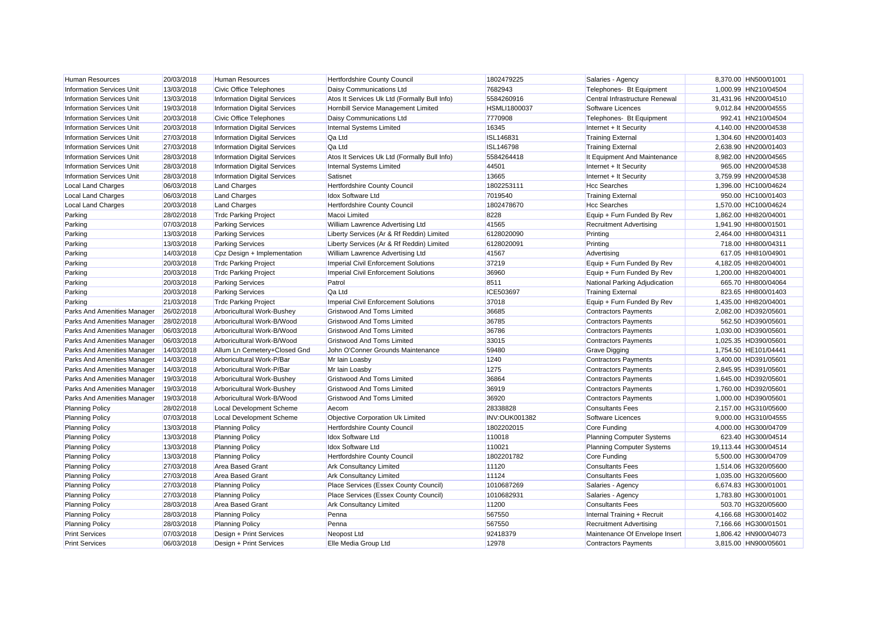| | | | | | | | |
|---|---|---|---|---|---|---|---|
| Human Resources | 20/03/2018 | Human Resources | Hertfordshire County Council | 1802479225 | Salaries - Agency | 8,370.00 | HN500/01001 |
| Information Services Unit | 13/03/2018 | Civic Office Telephones | Daisy Communications Ltd | 7682943 | Telephones- Bt Equipment | 1,000.99 | HN210/04504 |
| Information Services Unit | 13/03/2018 | Information Digital Services | Atos It Services Uk Ltd (Formally Bull Info) | 5584260916 | Central Infrastructure Renewal | 31,431.96 | HN200/04510 |
| Information Services Unit | 19/03/2018 | Information Digital Services | Hornbill Service Management Limited | HSMLI1800037 | Software Licences | 9,012.84 | HN200/04555 |
| Information Services Unit | 20/03/2018 | Civic Office Telephones | Daisy Communications Ltd | 7770908 | Telephones- Bt Equipment | 992.41 | HN210/04504 |
| Information Services Unit | 20/03/2018 | Information Digital Services | Internal Systems Limited | 16345 | Internet + It Security | 4,140.00 | HN200/04538 |
| Information Services Unit | 27/03/2018 | Information Digital Services | Qa Ltd | ISL146831 | Training External | 1,304.60 | HN200/01403 |
| Information Services Unit | 27/03/2018 | Information Digital Services | Qa Ltd | ISL146798 | Training External | 2,638.90 | HN200/01403 |
| Information Services Unit | 28/03/2018 | Information Digital Services | Atos It Services Uk Ltd (Formally Bull Info) | 5584264418 | It Equipment And Maintenance | 8,982.00 | HN200/04565 |
| Information Services Unit | 28/03/2018 | Information Digital Services | Internal Systems Limited | 44501 | Internet + It Security | 965.00 | HN200/04538 |
| Information Services Unit | 28/03/2018 | Information Digital Services | Satisnet | 13665 | Internet + It Security | 3,759.99 | HN200/04538 |
| Local Land Charges | 06/03/2018 | Land Charges | Hertfordshire County Council | 1802253111 | Hcc Searches | 1,396.00 | HC100/04624 |
| Local Land Charges | 06/03/2018 | Land Charges | Idox Software Ltd | 7019540 | Training External | 950.00 | HC100/01403 |
| Local Land Charges | 20/03/2018 | Land Charges | Hertfordshire County Council | 1802478670 | Hcc Searches | 1,570.00 | HC100/04624 |
| Parking | 28/02/2018 | Trdc Parking Project | Macoi Limited | 8228 | Equip + Furn Funded By Rev | 1,862.00 | HH820/04001 |
| Parking | 07/03/2018 | Parking Services | William Lawrence Advertising Ltd | 41565 | Recruitment Advertising | 1,941.90 | HH800/01501 |
| Parking | 13/03/2018 | Parking Services | Liberty Services (Ar & Rf Reddin) Limited | 6128020090 | Printing | 2,464.00 | HH800/04311 |
| Parking | 13/03/2018 | Parking Services | Liberty Services (Ar & Rf Reddin) Limited | 6128020091 | Printing | 718.00 | HH800/04311 |
| Parking | 14/03/2018 | Cpz Design + Implementation | William Lawrence Advertising Ltd | 41567 | Advertising | 617.05 | HH810/04901 |
| Parking | 20/03/2018 | Trdc Parking Project | Imperial Civil Enforcement Solutions | 37219 | Equip + Furn Funded By Rev | 4,182.05 | HH820/04001 |
| Parking | 20/03/2018 | Trdc Parking Project | Imperial Civil Enforcement Solutions | 36960 | Equip + Furn Funded By Rev | 1,200.00 | HH820/04001 |
| Parking | 20/03/2018 | Parking Services | Patrol | 8511 | National Parking Adjudication | 665.70 | HH800/04064 |
| Parking | 20/03/2018 | Parking Services | Qa Ltd | ICE503697 | Training External | 823.65 | HH800/01403 |
| Parking | 21/03/2018 | Trdc Parking Project | Imperial Civil Enforcement Solutions | 37018 | Equip + Furn Funded By Rev | 1,435.00 | HH820/04001 |
| Parks And Amenities Manager | 26/02/2018 | Arboricultural Work-Bushey | Gristwood And Toms Limited | 36685 | Contractors Payments | 2,082.00 | HD392/05601 |
| Parks And Amenities Manager | 28/02/2018 | Arboricultural Work-B/Wood | Gristwood And Toms Limited | 36785 | Contractors Payments | 562.50 | HD390/05601 |
| Parks And Amenities Manager | 06/03/2018 | Arboricultural Work-B/Wood | Gristwood And Toms Limited | 36786 | Contractors Payments | 1,030.00 | HD390/05601 |
| Parks And Amenities Manager | 06/03/2018 | Arboricultural Work-B/Wood | Gristwood And Toms Limited | 33015 | Contractors Payments | 1,025.35 | HD390/05601 |
| Parks And Amenities Manager | 14/03/2018 | Allum Ln Cemetery+Closed Gnd | John O'Conner Grounds Maintenance | 59480 | Grave Digging | 1,754.50 | HE101/04441 |
| Parks And Amenities Manager | 14/03/2018 | Arboricultural Work-P/Bar | Mr Iain Loasby | 1240 | Contractors Payments | 3,400.00 | HD391/05601 |
| Parks And Amenities Manager | 14/03/2018 | Arboricultural Work-P/Bar | Mr Iain Loasby | 1275 | Contractors Payments | 2,845.95 | HD391/05601 |
| Parks And Amenities Manager | 19/03/2018 | Arboricultural Work-Bushey | Gristwood And Toms Limited | 36864 | Contractors Payments | 1,645.00 | HD392/05601 |
| Parks And Amenities Manager | 19/03/2018 | Arboricultural Work-Bushey | Gristwood And Toms Limited | 36919 | Contractors Payments | 1,760.00 | HD392/05601 |
| Parks And Amenities Manager | 19/03/2018 | Arboricultural Work-B/Wood | Gristwood And Toms Limited | 36920 | Contractors Payments | 1,000.00 | HD390/05601 |
| Planning Policy | 28/02/2018 | Local Development Scheme | Aecom | 28338828 | Consultants Fees | 2,157.00 | HG310/05600 |
| Planning Policy | 07/03/2018 | Local Development Scheme | Objective Corporation Uk Limited | INV:OUK001382 | Software Licences | 9,000.00 | HG310/04555 |
| Planning Policy | 13/03/2018 | Planning Policy | Hertfordshire County Council | 1802202015 | Core Funding | 4,000.00 | HG300/04709 |
| Planning Policy | 13/03/2018 | Planning Policy | Idox Software Ltd | 110018 | Planning Computer Systems | 623.40 | HG300/04514 |
| Planning Policy | 13/03/2018 | Planning Policy | Idox Software Ltd | 110021 | Planning Computer Systems | 19,113.44 | HG300/04514 |
| Planning Policy | 13/03/2018 | Planning Policy | Hertfordshire County Council | 1802201782 | Core Funding | 5,500.00 | HG300/04709 |
| Planning Policy | 27/03/2018 | Area Based Grant | Ark Consultancy Limited | 11120 | Consultants Fees | 1,514.06 | HG320/05600 |
| Planning Policy | 27/03/2018 | Area Based Grant | Ark Consultancy Limited | 11124 | Consultants Fees | 1,035.00 | HG320/05600 |
| Planning Policy | 27/03/2018 | Planning Policy | Place Services (Essex County Council) | 1010687269 | Salaries - Agency | 6,674.83 | HG300/01001 |
| Planning Policy | 27/03/2018 | Planning Policy | Place Services (Essex County Council) | 1010682931 | Salaries - Agency | 1,783.80 | HG300/01001 |
| Planning Policy | 28/03/2018 | Area Based Grant | Ark Consultancy Limited | 11200 | Consultants Fees | 503.70 | HG320/05600 |
| Planning Policy | 28/03/2018 | Planning Policy | Penna | 567550 | Internal Training + Recruit | 4,166.68 | HG300/01402 |
| Planning Policy | 28/03/2018 | Planning Policy | Penna | 567550 | Recruitment Advertising | 7,166.66 | HG300/01501 |
| Print Services | 07/03/2018 | Design + Print Services | Neopost Ltd | 92418379 | Maintenance Of Envelope Insert | 1,806.42 | HN900/04073 |
| Print Services | 06/03/2018 | Design + Print Services | Elle Media Group Ltd | 12978 | Contractors Payments | 3,815.00 | HN900/05601 |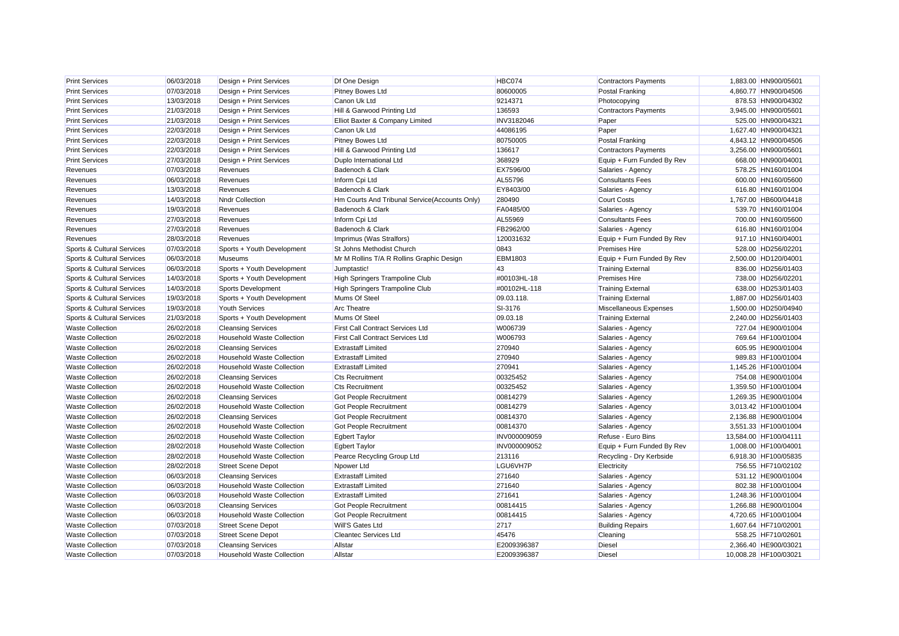| | | | | | | | |
|---|---|---|---|---|---|---|---|
| Print Services | 06/03/2018 | Design + Print Services | Df One Design | HBC074 | Contractors Payments | 1,883.00 | HN900/05601 |
| Print Services | 07/03/2018 | Design + Print Services | Pitney Bowes Ltd | 80600005 | Postal Franking | 4,860.77 | HN900/04506 |
| Print Services | 13/03/2018 | Design + Print Services | Canon Uk Ltd | 9214371 | Photocopying | 878.53 | HN900/04302 |
| Print Services | 21/03/2018 | Design + Print Services | Hill & Garwood Printing Ltd | 136593 | Contractors Payments | 3,945.00 | HN900/05601 |
| Print Services | 21/03/2018 | Design + Print Services | Elliot Baxter & Company Limited | INV3182046 | Paper | 525.00 | HN900/04321 |
| Print Services | 22/03/2018 | Design + Print Services | Canon Uk Ltd | 44086195 | Paper | 1,627.40 | HN900/04321 |
| Print Services | 22/03/2018 | Design + Print Services | Pitney Bowes Ltd | 80750005 | Postal Franking | 4,843.12 | HN900/04506 |
| Print Services | 22/03/2018 | Design + Print Services | Hill & Garwood Printing Ltd | 136617 | Contractors Payments | 3,256.00 | HN900/05601 |
| Print Services | 27/03/2018 | Design + Print Services | Duplo International Ltd | 368929 | Equip + Furn Funded By Rev | 668.00 | HN900/04001 |
| Revenues | 07/03/2018 | Revenues | Badenoch & Clark | EX7596/00 | Salaries - Agency | 578.25 | HN160/01004 |
| Revenues | 06/03/2018 | Revenues | Inform Cpi Ltd | AL55796 | Consultants Fees | 600.00 | HN160/05600 |
| Revenues | 13/03/2018 | Revenues | Badenoch & Clark | EY8403/00 | Salaries - Agency | 616.80 | HN160/01004 |
| Revenues | 14/03/2018 | Nndr Collection | Hm Courts And Tribunal Service(Accounts Only) | 280490 | Court Costs | 1,767.00 | HB600/04418 |
| Revenues | 19/03/2018 | Revenues | Badenoch & Clark | FA0485/00 | Salaries - Agency | 539.70 | HN160/01004 |
| Revenues | 27/03/2018 | Revenues | Inform Cpi Ltd | AL55969 | Consultants Fees | 700.00 | HN160/05600 |
| Revenues | 27/03/2018 | Revenues | Badenoch & Clark | FB2962/00 | Salaries - Agency | 616.80 | HN160/01004 |
| Revenues | 28/03/2018 | Revenues | Imprimus (Was Stralfors) | 120031632 | Equip + Furn Funded By Rev | 917.10 | HN160/04001 |
| Sports & Cultural Services | 07/03/2018 | Sports + Youth Development | St Johns Methodist Church | 0843 | Premises Hire | 528.00 | HD256/02201 |
| Sports & Cultural Services | 06/03/2018 | Museums | Mr M Rollins T/A R Rollins Graphic Design | EBM1803 | Equip + Furn Funded By Rev | 2,500.00 | HD120/04001 |
| Sports & Cultural Services | 06/03/2018 | Sports + Youth Development | Jumptastic! | 43 | Training External | 836.00 | HD256/01403 |
| Sports & Cultural Services | 14/03/2018 | Sports + Youth Development | High Springers Trampoline Club | #00103HL-18 | Premises Hire | 738.00 | HD256/02201 |
| Sports & Cultural Services | 14/03/2018 | Sports Development | High Springers Trampoline Club | #00102HL-118 | Training External | 638.00 | HD253/01403 |
| Sports & Cultural Services | 19/03/2018 | Sports + Youth Development | Mums Of Steel | 09.03.118. | Training External | 1,887.00 | HD256/01403 |
| Sports & Cultural Services | 19/03/2018 | Youth Services | Arc Theatre | SI-3176 | Miscellaneous Expenses | 1,500.00 | HD250/04940 |
| Sports & Cultural Services | 21/03/2018 | Sports + Youth Development | Mums Of Steel | 09.03.18 | Training External | 2,240.00 | HD256/01403 |
| Waste Collection | 26/02/2018 | Cleansing Services | First Call Contract Services Ltd | W006739 | Salaries - Agency | 727.04 | HE900/01004 |
| Waste Collection | 26/02/2018 | Household Waste Collection | First Call Contract Services Ltd | W006793 | Salaries - Agency | 769.64 | HF100/01004 |
| Waste Collection | 26/02/2018 | Cleansing Services | Extrastaff Limited | 270940 | Salaries - Agency | 605.95 | HE900/01004 |
| Waste Collection | 26/02/2018 | Household Waste Collection | Extrastaff Limited | 270940 | Salaries - Agency | 989.83 | HF100/01004 |
| Waste Collection | 26/02/2018 | Household Waste Collection | Extrastaff Limited | 270941 | Salaries - Agency | 1,145.26 | HF100/01004 |
| Waste Collection | 26/02/2018 | Cleansing Services | Cts Recruitment | 00325452 | Salaries - Agency | 754.08 | HE900/01004 |
| Waste Collection | 26/02/2018 | Household Waste Collection | Cts Recruitment | 00325452 | Salaries - Agency | 1,359.50 | HF100/01004 |
| Waste Collection | 26/02/2018 | Cleansing Services | Got People Recruitment | 00814279 | Salaries - Agency | 1,269.35 | HE900/01004 |
| Waste Collection | 26/02/2018 | Household Waste Collection | Got People Recruitment | 00814279 | Salaries - Agency | 3,013.42 | HF100/01004 |
| Waste Collection | 26/02/2018 | Cleansing Services | Got People Recruitment | 00814370 | Salaries - Agency | 2,136.88 | HE900/01004 |
| Waste Collection | 26/02/2018 | Household Waste Collection | Got People Recruitment | 00814370 | Salaries - Agency | 3,551.33 | HF100/01004 |
| Waste Collection | 26/02/2018 | Household Waste Collection | Egbert Taylor | INV000009059 | Refuse - Euro Bins | 13,584.00 | HF100/04111 |
| Waste Collection | 28/02/2018 | Household Waste Collection | Egbert Taylor | INV000009052 | Equip + Furn Funded By Rev | 1,008.00 | HF100/04001 |
| Waste Collection | 28/02/2018 | Household Waste Collection | Pearce Recycling Group Ltd | 213116 | Recycling - Dry Kerbside | 6,918.30 | HF100/05835 |
| Waste Collection | 28/02/2018 | Street Scene Depot | Npower Ltd | LGU6VH7P | Electricity | 756.55 | HF710/02102 |
| Waste Collection | 06/03/2018 | Cleansing Services | Extrastaff Limited | 271640 | Salaries - Agency | 531.12 | HE900/01004 |
| Waste Collection | 06/03/2018 | Household Waste Collection | Extrastaff Limited | 271640 | Salaries - Agency | 802.38 | HF100/01004 |
| Waste Collection | 06/03/2018 | Household Waste Collection | Extrastaff Limited | 271641 | Salaries - Agency | 1,248.36 | HF100/01004 |
| Waste Collection | 06/03/2018 | Cleansing Services | Got People Recruitment | 00814415 | Salaries - Agency | 1,266.88 | HE900/01004 |
| Waste Collection | 06/03/2018 | Household Waste Collection | Got People Recruitment | 00814415 | Salaries - Agency | 4,720.65 | HF100/01004 |
| Waste Collection | 07/03/2018 | Street Scene Depot | Will'S Gates Ltd | 2717 | Building Repairs | 1,607.64 | HF710/02001 |
| Waste Collection | 07/03/2018 | Street Scene Depot | Cleantec Services Ltd | 45476 | Cleaning | 558.25 | HF710/02601 |
| Waste Collection | 07/03/2018 | Cleansing Services | Allstar | E2009396387 | Diesel | 2,366.40 | HE900/03021 |
| Waste Collection | 07/03/2018 | Household Waste Collection | Allstar | E2009396387 | Diesel | 10,008.28 | HF100/03021 |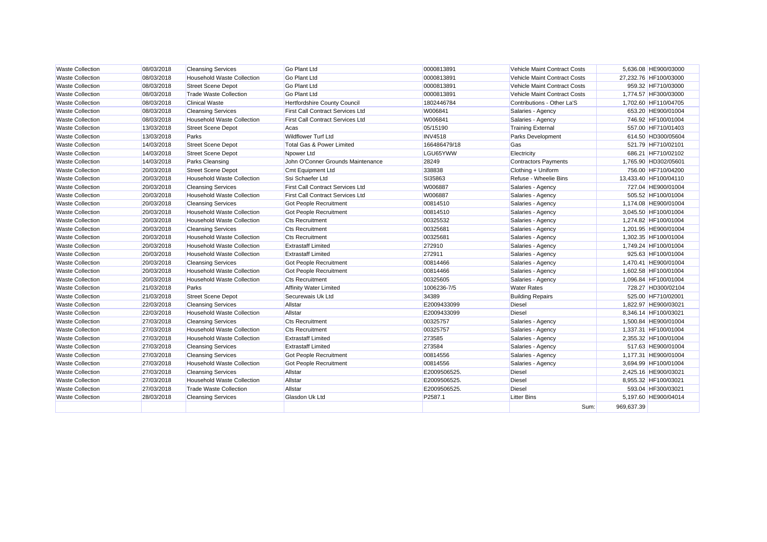| | | | | | | | |
|---|---|---|---|---|---|---|---|
| Waste Collection | 08/03/2018 | Cleansing Services | Go Plant Ltd | 0000813891 | Vehicle Maint Contract Costs | 5,636.08 | HE900/03000 |
| Waste Collection | 08/03/2018 | Household Waste Collection | Go Plant Ltd | 0000813891 | Vehicle Maint Contract Costs | 27,232.76 | HF100/03000 |
| Waste Collection | 08/03/2018 | Street Scene Depot | Go Plant Ltd | 0000813891 | Vehicle Maint Contract Costs | 959.32 | HF710/03000 |
| Waste Collection | 08/03/2018 | Trade Waste Collection | Go Plant Ltd | 0000813891 | Vehicle Maint Contract Costs | 1,774.57 | HF300/03000 |
| Waste Collection | 08/03/2018 | Clinical Waste | Hertfordshire County Council | 1802446784 | Contributions - Other La'S | 1,702.60 | HF110/04705 |
| Waste Collection | 08/03/2018 | Cleansing Services | First Call Contract Services Ltd | W006841 | Salaries - Agency | 653.20 | HE900/01004 |
| Waste Collection | 08/03/2018 | Household Waste Collection | First Call Contract Services Ltd | W006841 | Salaries - Agency | 746.92 | HF100/01004 |
| Waste Collection | 13/03/2018 | Street Scene Depot | Acas | 05/15190 | Training External | 557.00 | HF710/01403 |
| Waste Collection | 13/03/2018 | Parks | Wildflower Turf Ltd | INV4518 | Parks Development | 614.50 | HD300/05604 |
| Waste Collection | 14/03/2018 | Street Scene Depot | Total Gas & Power Limited | 166486479/18 | Gas | 521.79 | HF710/02101 |
| Waste Collection | 14/03/2018 | Street Scene Depot | Npower Ltd | LGU65YWW | Electricity | 686.21 | HF710/02102 |
| Waste Collection | 14/03/2018 | Parks Cleansing | John O'Conner Grounds Maintenance | 28249 | Contractors Payments | 1,765.90 | HD302/05601 |
| Waste Collection | 20/03/2018 | Street Scene Depot | Cmt Equipment Ltd | 338838 | Clothing + Uniform | 756.00 | HF710/04200 |
| Waste Collection | 20/03/2018 | Household Waste Collection | Ssi Schaefer Ltd | SI35863 | Refuse - Wheelie Bins | 13,433.40 | HF100/04110 |
| Waste Collection | 20/03/2018 | Cleansing Services | First Call Contract Services Ltd | W006887 | Salaries - Agency | 727.04 | HE900/01004 |
| Waste Collection | 20/03/2018 | Household Waste Collection | First Call Contract Services Ltd | W006887 | Salaries - Agency | 505.52 | HF100/01004 |
| Waste Collection | 20/03/2018 | Cleansing Services | Got People Recruitment | 00814510 | Salaries - Agency | 1,174.08 | HE900/01004 |
| Waste Collection | 20/03/2018 | Household Waste Collection | Got People Recruitment | 00814510 | Salaries - Agency | 3,045.50 | HF100/01004 |
| Waste Collection | 20/03/2018 | Household Waste Collection | Cts Recruitment | 00325532 | Salaries - Agency | 1,274.82 | HF100/01004 |
| Waste Collection | 20/03/2018 | Cleansing Services | Cts Recruitment | 00325681 | Salaries - Agency | 1,201.95 | HE900/01004 |
| Waste Collection | 20/03/2018 | Household Waste Collection | Cts Recruitment | 00325681 | Salaries - Agency | 1,302.35 | HF100/01004 |
| Waste Collection | 20/03/2018 | Household Waste Collection | Extrastaff Limited | 272910 | Salaries - Agency | 1,749.24 | HF100/01004 |
| Waste Collection | 20/03/2018 | Household Waste Collection | Extrastaff Limited | 272911 | Salaries - Agency | 925.63 | HF100/01004 |
| Waste Collection | 20/03/2018 | Cleansing Services | Got People Recruitment | 00814466 | Salaries - Agency | 1,470.41 | HE900/01004 |
| Waste Collection | 20/03/2018 | Household Waste Collection | Got People Recruitment | 00814466 | Salaries - Agency | 1,602.58 | HF100/01004 |
| Waste Collection | 20/03/2018 | Household Waste Collection | Cts Recruitment | 00325605 | Salaries - Agency | 1,096.84 | HF100/01004 |
| Waste Collection | 21/03/2018 | Parks | Affinity Water Limited | 1006236-7/5 | Water Rates | 728.27 | HD300/02104 |
| Waste Collection | 21/03/2018 | Street Scene Depot | Securewais Uk Ltd | 34389 | Building Repairs | 525.00 | HF710/02001 |
| Waste Collection | 22/03/2018 | Cleansing Services | Allstar | E2009433099 | Diesel | 1,822.97 | HE900/03021 |
| Waste Collection | 22/03/2018 | Household Waste Collection | Allstar | E2009433099 | Diesel | 8,346.14 | HF100/03021 |
| Waste Collection | 27/03/2018 | Cleansing Services | Cts Recruitment | 00325757 | Salaries - Agency | 1,500.84 | HE900/01004 |
| Waste Collection | 27/03/2018 | Household Waste Collection | Cts Recruitment | 00325757 | Salaries - Agency | 1,337.31 | HF100/01004 |
| Waste Collection | 27/03/2018 | Household Waste Collection | Extrastaff Limited | 273585 | Salaries - Agency | 2,355.32 | HF100/01004 |
| Waste Collection | 27/03/2018 | Cleansing Services | Extrastaff Limited | 273584 | Salaries - Agency | 517.63 | HE900/01004 |
| Waste Collection | 27/03/2018 | Cleansing Services | Got People Recruitment | 00814556 | Salaries - Agency | 1,177.31 | HE900/01004 |
| Waste Collection | 27/03/2018 | Household Waste Collection | Got People Recruitment | 00814556 | Salaries - Agency | 3,694.99 | HF100/01004 |
| Waste Collection | 27/03/2018 | Cleansing Services | Allstar | E2009506525. | Diesel | 2,425.16 | HE900/03021 |
| Waste Collection | 27/03/2018 | Household Waste Collection | Allstar | E2009506525. | Diesel | 8,955.32 | HF100/03021 |
| Waste Collection | 27/03/2018 | Trade Waste Collection | Allstar | E2009506525. | Diesel | 593.04 | HF300/03021 |
| Waste Collection | 28/03/2018 | Cleansing Services | Glasdon Uk Ltd | P2587.1 | Litter Bins | 5,197.60 | HE900/04014 |
| | | | | | Sum: | 969,637.39 | |